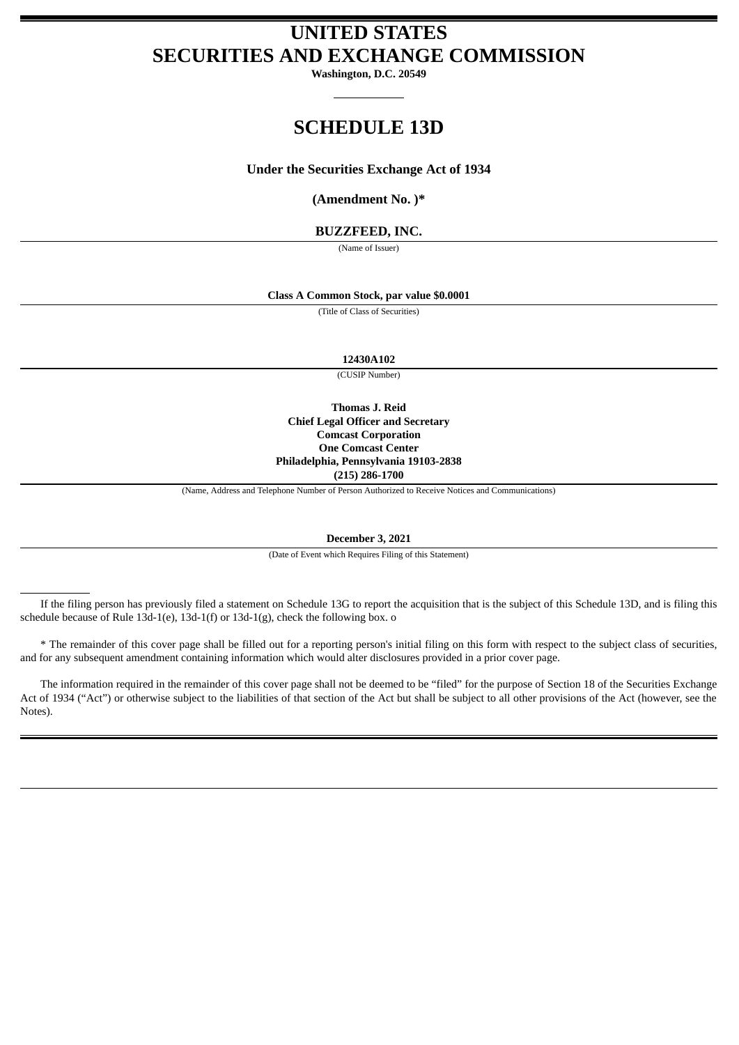# UNITED STATES
# SECURITIES AND EXCHANGE COMMISSION

**Washington, D.C. 20549**

## SCHEDULE 13D

**Under the Securities Exchange Act of 1934**

**(Amendment No. )***

**BUZZFEED, INC.**

(Name of Issuer)

**Class A Common Stock, par value $0.0001**

(Title of Class of Securities)

**12430A102**

(CUSIP Number)

**Thomas J. Reid**
**Chief Legal Officer and Secretary**
**Comcast Corporation**
**One Comcast Center**
**Philadelphia, Pennsylvania 19103-2838**
**(215) 286-1700**

(Name, Address and Telephone Number of Person Authorized to Receive Notices and Communications)

**December 3, 2021**

(Date of Event which Requires Filing of this Statement)

If the filing person has previously filed a statement on Schedule 13G to report the acquisition that is the subject of this Schedule 13D, and is filing this schedule because of Rule 13d-1(e), 13d-1(f) or 13d-1(g), check the following box. o

* The remainder of this cover page shall be filled out for a reporting person's initial filing on this form with respect to the subject class of securities, and for any subsequent amendment containing information which would alter disclosures provided in a prior cover page.

The information required in the remainder of this cover page shall not be deemed to be "filed" for the purpose of Section 18 of the Securities Exchange Act of 1934 ("Act") or otherwise subject to the liabilities of that section of the Act but shall be subject to all other provisions of the Act (however, see the Notes).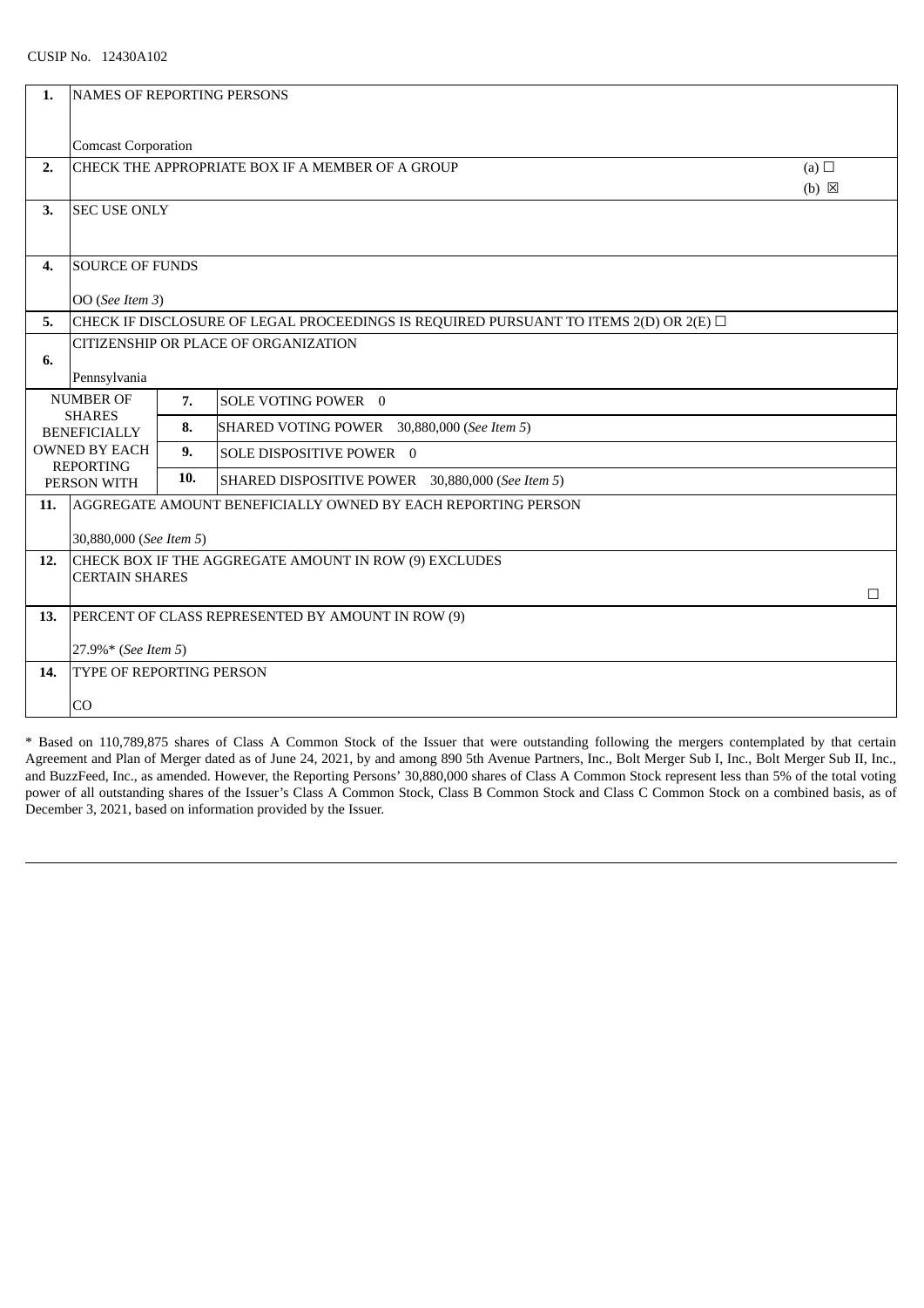CUSIP No. 12430A102

| | | | |
|---|---|---|---|
| **1.** | NAMES OF REPORTING PERSONS<br><br>Comcast Corporation | | |
| **2.** | CHECK THE APPROPRIATE BOX IF A MEMBER OF A GROUP | | (a) ☐<br>(b) ☒ |
| **3.** | SEC USE ONLY | | |
| **4.** | SOURCE OF FUNDS<br><br>OO (*See Item 3*) | | |
| **5.** | CHECK IF DISCLOSURE OF LEGAL PROCEEDINGS IS REQUIRED PURSUANT TO ITEMS 2(D) OR 2(E) ☐ | | |
| **6.** | CITIZENSHIP OR PLACE OF ORGANIZATION<br><br>Pennsylvania | | |
| NUMBER OF SHARES BENEFICIALLY OWNED BY EACH REPORTING PERSON WITH | **7.** | SOLE VOTING POWER 0 | |
| | **8.** | SHARED VOTING POWER 30,880,000 (*See Item 5*) | |
| | **9.** | SOLE DISPOSITIVE POWER 0 | |
| | **10.** | SHARED DISPOSITIVE POWER 30,880,000 (*See Item 5*) | |
| **11.** | AGGREGATE AMOUNT BENEFICIALLY OWNED BY EACH REPORTING PERSON<br><br>30,880,000 (*See Item 5*) | | |
| **12.** | CHECK BOX IF THE AGGREGATE AMOUNT IN ROW (9) EXCLUDES CERTAIN SHARES | | ☐ |
| **13.** | PERCENT OF CLASS REPRESENTED BY AMOUNT IN ROW (9)<br><br>27.9%* (*See Item 5*) | | |
| **14.** | TYPE OF REPORTING PERSON<br><br>CO | | |

* Based on 110,789,875 shares of Class A Common Stock of the Issuer that were outstanding following the mergers contemplated by that certain Agreement and Plan of Merger dated as of June 24, 2021, by and among 890 5th Avenue Partners, Inc., Bolt Merger Sub I, Inc., Bolt Merger Sub II, Inc., and BuzzFeed, Inc., as amended. However, the Reporting Persons' 30,880,000 shares of Class A Common Stock represent less than 5% of the total voting power of all outstanding shares of the Issuer's Class A Common Stock, Class B Common Stock and Class C Common Stock on a combined basis, as of December 3, 2021, based on information provided by the Issuer.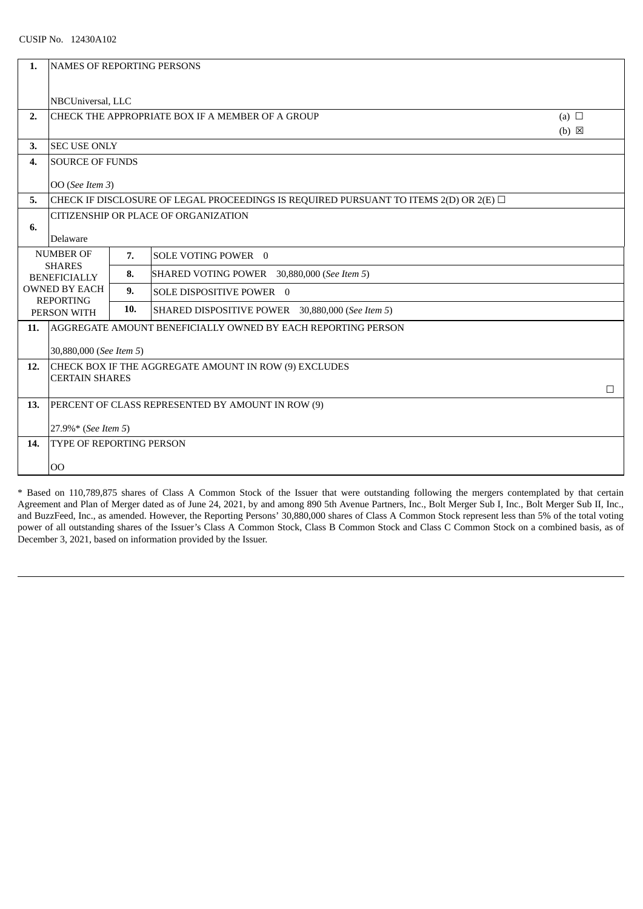CUSIP No. 12430A102

| | | | |
|---|---|---|---|
| **1.** | NAMES OF REPORTING PERSONS<br><br>NBCUniversal, LLC | | |
| **2.** | CHECK THE APPROPRIATE BOX IF A MEMBER OF A GROUP | | (a) ☐<br>(b) ☒ |
| **3.** | SEC USE ONLY | | |
| **4.** | SOURCE OF FUNDS<br><br>OO (*See Item 3*) | | |
| **5.** | CHECK IF DISCLOSURE OF LEGAL PROCEEDINGS IS REQUIRED PURSUANT TO ITEMS 2(D) OR 2(E) ☐ | | |
| **6.** | CITIZENSHIP OR PLACE OF ORGANIZATION<br><br>Delaware | | |
| NUMBER OF SHARES BENEFICIALLY OWNED BY EACH REPORTING PERSON WITH | **7.** | SOLE VOTING POWER 0 | |
| | **8.** | SHARED VOTING POWER 30,880,000 (*See Item 5*) | |
| | **9.** | SOLE DISPOSITIVE POWER 0 | |
| | **10.** | SHARED DISPOSITIVE POWER 30,880,000 (*See Item 5*) | |
| **11.** | AGGREGATE AMOUNT BENEFICIALLY OWNED BY EACH REPORTING PERSON<br><br>30,880,000 (*See Item 5*) | | |
| **12.** | CHECK BOX IF THE AGGREGATE AMOUNT IN ROW (9) EXCLUDES CERTAIN SHARES | | ☐ |
| **13.** | PERCENT OF CLASS REPRESENTED BY AMOUNT IN ROW (9)<br><br>27.9%* (*See Item 5*) | | |
| **14.** | TYPE OF REPORTING PERSON<br><br>OO | | |

* Based on 110,789,875 shares of Class A Common Stock of the Issuer that were outstanding following the mergers contemplated by that certain Agreement and Plan of Merger dated as of June 24, 2021, by and among 890 5th Avenue Partners, Inc., Bolt Merger Sub I, Inc., Bolt Merger Sub II, Inc., and BuzzFeed, Inc., as amended. However, the Reporting Persons' 30,880,000 shares of Class A Common Stock represent less than 5% of the total voting power of all outstanding shares of the Issuer's Class A Common Stock, Class B Common Stock and Class C Common Stock on a combined basis, as of December 3, 2021, based on information provided by the Issuer.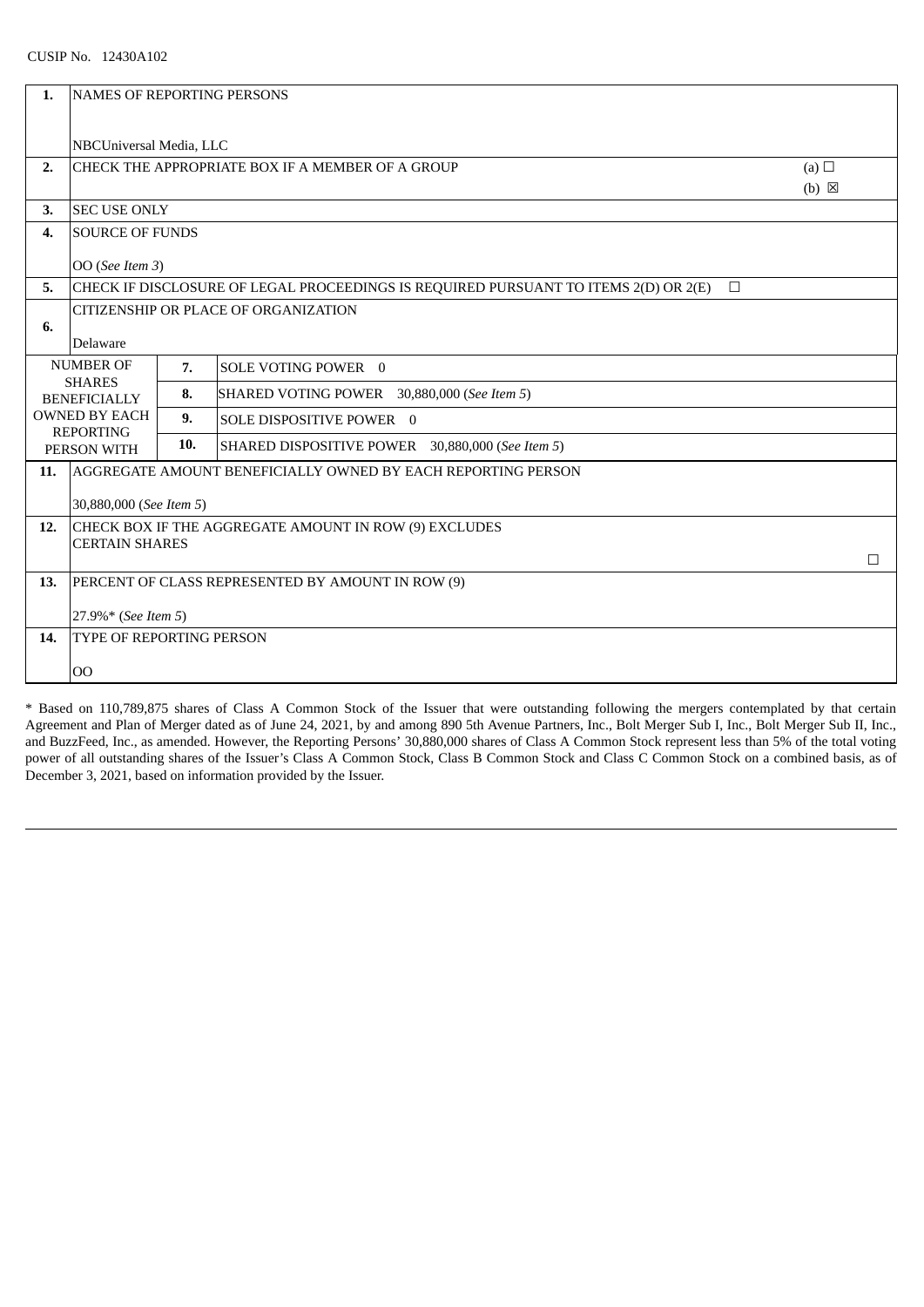CUSIP No. 12430A102

| | | | |
|---|---|---|---|
| **1.** | NAMES OF REPORTING PERSONS<br><br>NBCUniversal Media, LLC | | |
| **2.** | CHECK THE APPROPRIATE BOX IF A MEMBER OF A GROUP | | (a) ☐<br>(b) ☒ |
| **3.** | SEC USE ONLY | | |
| **4.** | SOURCE OF FUNDS<br><br>OO (*See Item 3*) | | |
| **5.** | CHECK IF DISCLOSURE OF LEGAL PROCEEDINGS IS REQUIRED PURSUANT TO ITEMS 2(D) OR 2(E) ☐ | | |
| **6.** | CITIZENSHIP OR PLACE OF ORGANIZATION<br><br>Delaware | | |
| NUMBER OF SHARES BENEFICIALLY OWNED BY EACH REPORTING PERSON WITH | **7.** | SOLE VOTING POWER 0 | |
| | **8.** | SHARED VOTING POWER 30,880,000 (*See Item 5*) | |
| | **9.** | SOLE DISPOSITIVE POWER 0 | |
| | **10.** | SHARED DISPOSITIVE POWER 30,880,000 (*See Item 5*) | |
| **11.** | AGGREGATE AMOUNT BENEFICIALLY OWNED BY EACH REPORTING PERSON<br><br>30,880,000 (*See Item 5*) | | |
| **12.** | CHECK BOX IF THE AGGREGATE AMOUNT IN ROW (9) EXCLUDES CERTAIN SHARES | | ☐ |
| **13.** | PERCENT OF CLASS REPRESENTED BY AMOUNT IN ROW (9)<br><br>27.9%* (*See Item 5*) | | |
| **14.** | TYPE OF REPORTING PERSON<br><br>OO | | |

\* Based on 110,789,875 shares of Class A Common Stock of the Issuer that were outstanding following the mergers contemplated by that certain Agreement and Plan of Merger dated as of June 24, 2021, by and among 890 5th Avenue Partners, Inc., Bolt Merger Sub I, Inc., Bolt Merger Sub II, Inc., and BuzzFeed, Inc., as amended. However, the Reporting Persons' 30,880,000 shares of Class A Common Stock represent less than 5% of the total voting power of all outstanding shares of the Issuer's Class A Common Stock, Class B Common Stock and Class C Common Stock on a combined basis, as of December 3, 2021, based on information provided by the Issuer.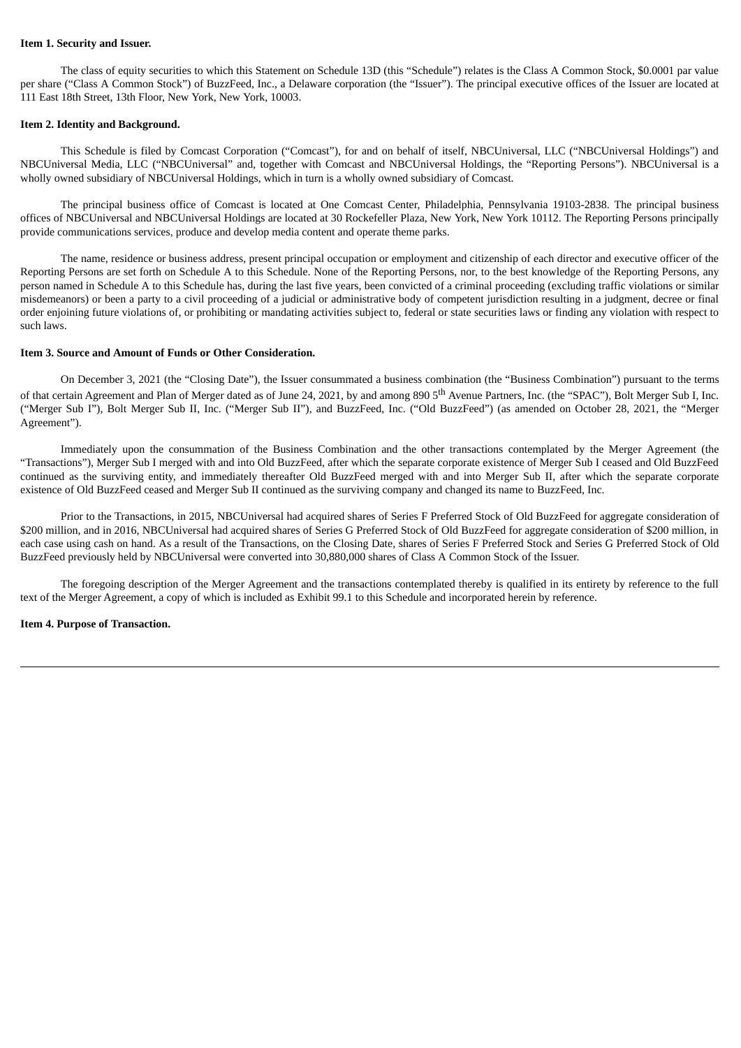**Item 1. Security and Issuer.**

The class of equity securities to which this Statement on Schedule 13D (this "Schedule") relates is the Class A Common Stock, $0.0001 par value per share ("Class A Common Stock") of BuzzFeed, Inc., a Delaware corporation (the "Issuer"). The principal executive offices of the Issuer are located at 111 East 18th Street, 13th Floor, New York, New York, 10003.

**Item 2. Identity and Background.**

This Schedule is filed by Comcast Corporation ("Comcast"), for and on behalf of itself, NBCUniversal, LLC ("NBCUniversal Holdings") and NBCUniversal Media, LLC ("NBCUniversal" and, together with Comcast and NBCUniversal Holdings, the "Reporting Persons"). NBCUniversal is a wholly owned subsidiary of NBCUniversal Holdings, which in turn is a wholly owned subsidiary of Comcast.

The principal business office of Comcast is located at One Comcast Center, Philadelphia, Pennsylvania 19103-2838. The principal business offices of NBCUniversal and NBCUniversal Holdings are located at 30 Rockefeller Plaza, New York, New York 10112. The Reporting Persons principally provide communications services, produce and develop media content and operate theme parks.

The name, residence or business address, present principal occupation or employment and citizenship of each director and executive officer of the Reporting Persons are set forth on Schedule A to this Schedule. None of the Reporting Persons, nor, to the best knowledge of the Reporting Persons, any person named in Schedule A to this Schedule has, during the last five years, been convicted of a criminal proceeding (excluding traffic violations or similar misdemeanors) or been a party to a civil proceeding of a judicial or administrative body of competent jurisdiction resulting in a judgment, decree or final order enjoining future violations of, or prohibiting or mandating activities subject to, federal or state securities laws or finding any violation with respect to such laws.

**Item 3. Source and Amount of Funds or Other Consideration.**

On December 3, 2021 (the "Closing Date"), the Issuer consummated a business combination (the "Business Combination") pursuant to the terms of that certain Agreement and Plan of Merger dated as of June 24, 2021, by and among 890 5th Avenue Partners, Inc. (the "SPAC"), Bolt Merger Sub I, Inc. ("Merger Sub I"), Bolt Merger Sub II, Inc. ("Merger Sub II"), and BuzzFeed, Inc. ("Old BuzzFeed") (as amended on October 28, 2021, the "Merger Agreement").

Immediately upon the consummation of the Business Combination and the other transactions contemplated by the Merger Agreement (the "Transactions"), Merger Sub I merged with and into Old BuzzFeed, after which the separate corporate existence of Merger Sub I ceased and Old BuzzFeed continued as the surviving entity, and immediately thereafter Old BuzzFeed merged with and into Merger Sub II, after which the separate corporate existence of Old BuzzFeed ceased and Merger Sub II continued as the surviving company and changed its name to BuzzFeed, Inc.

Prior to the Transactions, in 2015, NBCUniversal had acquired shares of Series F Preferred Stock of Old BuzzFeed for aggregate consideration of $200 million, and in 2016, NBCUniversal had acquired shares of Series G Preferred Stock of Old BuzzFeed for aggregate consideration of $200 million, in each case using cash on hand. As a result of the Transactions, on the Closing Date, shares of Series F Preferred Stock and Series G Preferred Stock of Old BuzzFeed previously held by NBCUniversal were converted into 30,880,000 shares of Class A Common Stock of the Issuer.

The foregoing description of the Merger Agreement and the transactions contemplated thereby is qualified in its entirety by reference to the full text of the Merger Agreement, a copy of which is included as Exhibit 99.1 to this Schedule and incorporated herein by reference.

**Item 4. Purpose of Transaction.**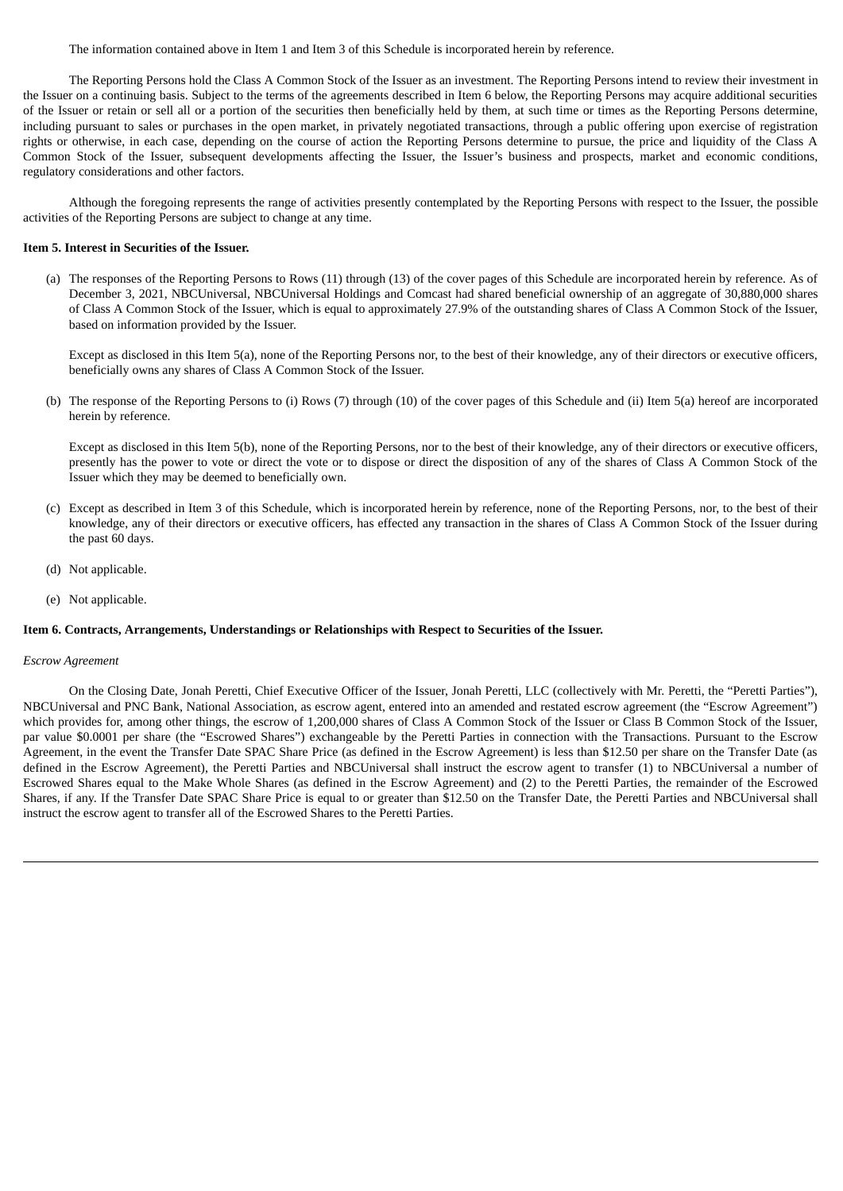The information contained above in Item 1 and Item 3 of this Schedule is incorporated herein by reference.

The Reporting Persons hold the Class A Common Stock of the Issuer as an investment. The Reporting Persons intend to review their investment in the Issuer on a continuing basis. Subject to the terms of the agreements described in Item 6 below, the Reporting Persons may acquire additional securities of the Issuer or retain or sell all or a portion of the securities then beneficially held by them, at such time or times as the Reporting Persons determine, including pursuant to sales or purchases in the open market, in privately negotiated transactions, through a public offering upon exercise of registration rights or otherwise, in each case, depending on the course of action the Reporting Persons determine to pursue, the price and liquidity of the Class A Common Stock of the Issuer, subsequent developments affecting the Issuer, the Issuer's business and prospects, market and economic conditions, regulatory considerations and other factors.

Although the foregoing represents the range of activities presently contemplated by the Reporting Persons with respect to the Issuer, the possible activities of the Reporting Persons are subject to change at any time.

**Item 5. Interest in Securities of the Issuer.**

(a) The responses of the Reporting Persons to Rows (11) through (13) of the cover pages of this Schedule are incorporated herein by reference. As of December 3, 2021, NBCUniversal, NBCUniversal Holdings and Comcast had shared beneficial ownership of an aggregate of 30,880,000 shares of Class A Common Stock of the Issuer, which is equal to approximately 27.9% of the outstanding shares of Class A Common Stock of the Issuer, based on information provided by the Issuer.

Except as disclosed in this Item 5(a), none of the Reporting Persons nor, to the best of their knowledge, any of their directors or executive officers, beneficially owns any shares of Class A Common Stock of the Issuer.

(b) The response of the Reporting Persons to (i) Rows (7) through (10) of the cover pages of this Schedule and (ii) Item 5(a) hereof are incorporated herein by reference.

Except as disclosed in this Item 5(b), none of the Reporting Persons, nor to the best of their knowledge, any of their directors or executive officers, presently has the power to vote or direct the vote or to dispose or direct the disposition of any of the shares of Class A Common Stock of the Issuer which they may be deemed to beneficially own.

(c) Except as described in Item 3 of this Schedule, which is incorporated herein by reference, none of the Reporting Persons, nor, to the best of their knowledge, any of their directors or executive officers, has effected any transaction in the shares of Class A Common Stock of the Issuer during the past 60 days.

(d) Not applicable.

(e) Not applicable.

**Item 6. Contracts, Arrangements, Understandings or Relationships with Respect to Securities of the Issuer.**

*Escrow Agreement*

On the Closing Date, Jonah Peretti, Chief Executive Officer of the Issuer, Jonah Peretti, LLC (collectively with Mr. Peretti, the "Peretti Parties"), NBCUniversal and PNC Bank, National Association, as escrow agent, entered into an amended and restated escrow agreement (the "Escrow Agreement") which provides for, among other things, the escrow of 1,200,000 shares of Class A Common Stock of the Issuer or Class B Common Stock of the Issuer, par value $0.0001 per share (the "Escrowed Shares") exchangeable by the Peretti Parties in connection with the Transactions. Pursuant to the Escrow Agreement, in the event the Transfer Date SPAC Share Price (as defined in the Escrow Agreement) is less than $12.50 per share on the Transfer Date (as defined in the Escrow Agreement), the Peretti Parties and NBCUniversal shall instruct the escrow agent to transfer (1) to NBCUniversal a number of Escrowed Shares equal to the Make Whole Shares (as defined in the Escrow Agreement) and (2) to the Peretti Parties, the remainder of the Escrowed Shares, if any. If the Transfer Date SPAC Share Price is equal to or greater than $12.50 on the Transfer Date, the Peretti Parties and NBCUniversal shall instruct the escrow agent to transfer all of the Escrowed Shares to the Peretti Parties.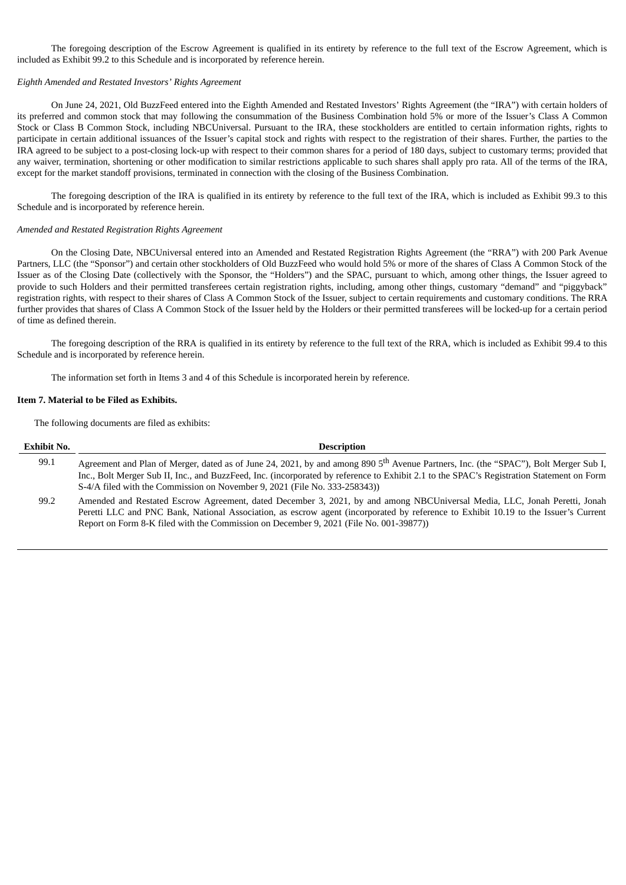The foregoing description of the Escrow Agreement is qualified in its entirety by reference to the full text of the Escrow Agreement, which is included as Exhibit 99.2 to this Schedule and is incorporated by reference herein.

*Eighth Amended and Restated Investors' Rights Agreement*

On June 24, 2021, Old BuzzFeed entered into the Eighth Amended and Restated Investors' Rights Agreement (the "IRA") with certain holders of its preferred and common stock that may following the consummation of the Business Combination hold 5% or more of the Issuer's Class A Common Stock or Class B Common Stock, including NBCUniversal. Pursuant to the IRA, these stockholders are entitled to certain information rights, rights to participate in certain additional issuances of the Issuer's capital stock and rights with respect to the registration of their shares. Further, the parties to the IRA agreed to be subject to a post-closing lock-up with respect to their common shares for a period of 180 days, subject to customary terms; provided that any waiver, termination, shortening or other modification to similar restrictions applicable to such shares shall apply pro rata. All of the terms of the IRA, except for the market standoff provisions, terminated in connection with the closing of the Business Combination.

The foregoing description of the IRA is qualified in its entirety by reference to the full text of the IRA, which is included as Exhibit 99.3 to this Schedule and is incorporated by reference herein.

*Amended and Restated Registration Rights Agreement*

On the Closing Date, NBCUniversal entered into an Amended and Restated Registration Rights Agreement (the "RRA") with 200 Park Avenue Partners, LLC (the "Sponsor") and certain other stockholders of Old BuzzFeed who would hold 5% or more of the shares of Class A Common Stock of the Issuer as of the Closing Date (collectively with the Sponsor, the "Holders") and the SPAC, pursuant to which, among other things, the Issuer agreed to provide to such Holders and their permitted transferees certain registration rights, including, among other things, customary "demand" and "piggyback" registration rights, with respect to their shares of Class A Common Stock of the Issuer, subject to certain requirements and customary conditions. The RRA further provides that shares of Class A Common Stock of the Issuer held by the Holders or their permitted transferees will be locked-up for a certain period of time as defined therein.

The foregoing description of the RRA is qualified in its entirety by reference to the full text of the RRA, which is included as Exhibit 99.4 to this Schedule and is incorporated by reference herein.

The information set forth in Items 3 and 4 of this Schedule is incorporated herein by reference.

**Item 7. Material to be Filed as Exhibits.**

The following documents are filed as exhibits:

| Exhibit No. | Description |
|---|---|
| 99.1 | Agreement and Plan of Merger, dated as of June 24, 2021, by and among 890 5th Avenue Partners, Inc. (the "SPAC"), Bolt Merger Sub I, Inc., Bolt Merger Sub II, Inc., and BuzzFeed, Inc. (incorporated by reference to Exhibit 2.1 to the SPAC's Registration Statement on Form S-4/A filed with the Commission on November 9, 2021 (File No. 333-258343)) |
| 99.2 | Amended and Restated Escrow Agreement, dated December 3, 2021, by and among NBCUniversal Media, LLC, Jonah Peretti, Jonah Peretti LLC and PNC Bank, National Association, as escrow agent (incorporated by reference to Exhibit 10.19 to the Issuer's Current Report on Form 8-K filed with the Commission on December 9, 2021 (File No. 001-39877)) |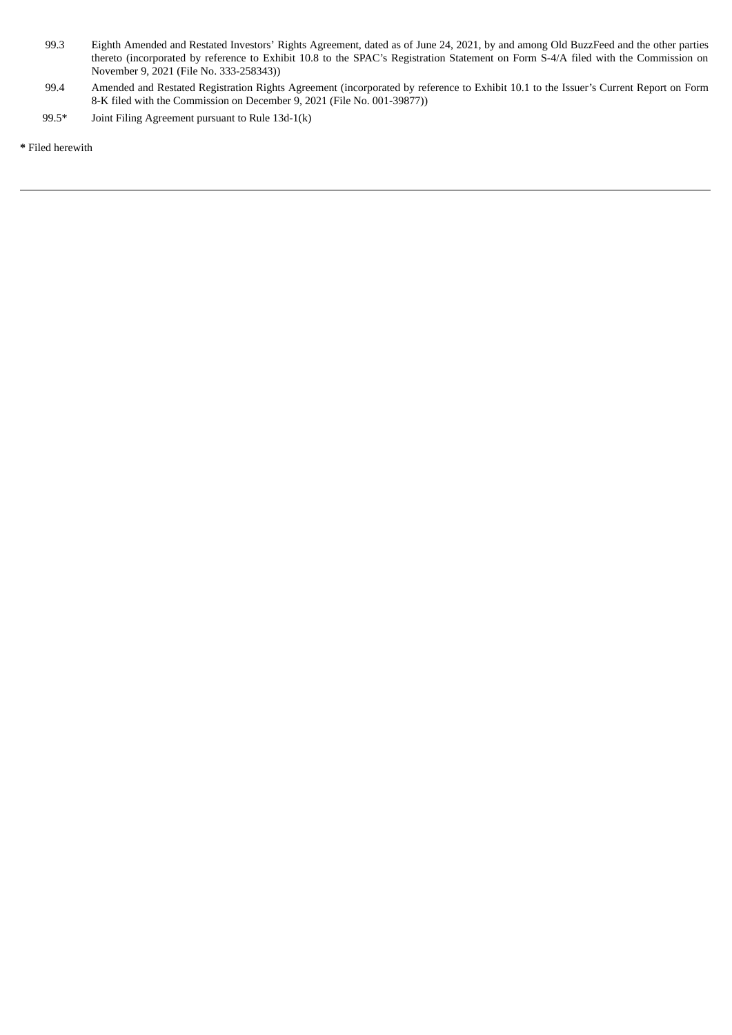| | |
|---|---|
| 99.3 | Eighth Amended and Restated Investors' Rights Agreement, dated as of June 24, 2021, by and among Old BuzzFeed and the other parties thereto (incorporated by reference to Exhibit 10.8 to the SPAC's Registration Statement on Form S-4/A filed with the Commission on November 9, 2021 (File No. 333-258343)) |
| 99.4 | Amended and Restated Registration Rights Agreement (incorporated by reference to Exhibit 10.1 to the Issuer's Current Report on Form 8-K filed with the Commission on December 9, 2021 (File No. 001-39877)) |
| 99.5* | Joint Filing Agreement pursuant to Rule 13d-1(k) |

**\*** Filed herewith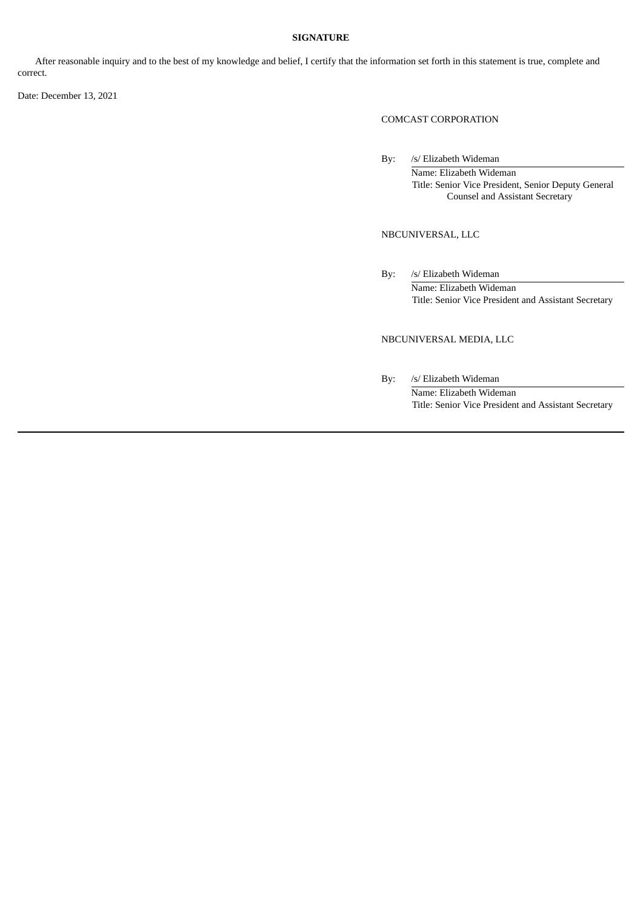**SIGNATURE**

After reasonable inquiry and to the best of my knowledge and belief, I certify that the information set forth in this statement is true, complete and correct.

Date: December 13, 2021

COMCAST CORPORATION

By: /s/ Elizabeth Wideman
Name: Elizabeth Wideman
Title: Senior Vice President, Senior Deputy General Counsel and Assistant Secretary

NBCUNIVERSAL, LLC

By: /s/ Elizabeth Wideman
Name: Elizabeth Wideman
Title: Senior Vice President and Assistant Secretary

NBCUNIVERSAL MEDIA, LLC

By: /s/ Elizabeth Wideman
Name: Elizabeth Wideman
Title: Senior Vice President and Assistant Secretary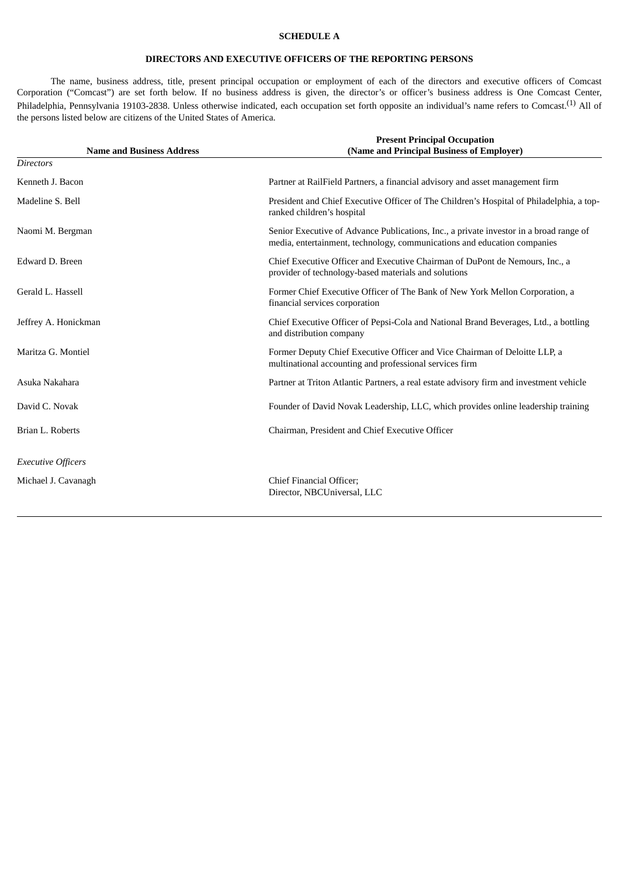**SCHEDULE A**

**DIRECTORS AND EXECUTIVE OFFICERS OF THE REPORTING PERSONS**

The name, business address, title, present principal occupation or employment of each of the directors and executive officers of Comcast Corporation ("Comcast") are set forth below. If no business address is given, the director's or officer's business address is One Comcast Center, Philadelphia, Pennsylvania 19103-2838. Unless otherwise indicated, each occupation set forth opposite an individual's name refers to Comcast.[1] All of the persons listed below are citizens of the United States of America.

| Name and Business Address | Present Principal Occupation (Name and Principal Business of Employer) |
|---|---|
| *Directors* | |
| Kenneth J. Bacon | Partner at RailField Partners, a financial advisory and asset management firm |
| Madeline S. Bell | President and Chief Executive Officer of The Children's Hospital of Philadelphia, a top-ranked children's hospital |
| Naomi M. Bergman | Senior Executive of Advance Publications, Inc., a private investor in a broad range of media, entertainment, technology, communications and education companies |
| Edward D. Breen | Chief Executive Officer and Executive Chairman of DuPont de Nemours, Inc., a provider of technology-based materials and solutions |
| Gerald L. Hassell | Former Chief Executive Officer of The Bank of New York Mellon Corporation, a financial services corporation |
| Jeffrey A. Honickman | Chief Executive Officer of Pepsi-Cola and National Brand Beverages, Ltd., a bottling and distribution company |
| Maritza G. Montiel | Former Deputy Chief Executive Officer and Vice Chairman of Deloitte LLP, a multinational accounting and professional services firm |
| Asuka Nakahara | Partner at Triton Atlantic Partners, a real estate advisory firm and investment vehicle |
| David C. Novak | Founder of David Novak Leadership, LLC, which provides online leadership training |
| Brian L. Roberts | Chairman, President and Chief Executive Officer |
| *Executive Officers* | |
| Michael J. Cavanagh | Chief Financial Officer;<br>Director, NBCUniversal, LLC |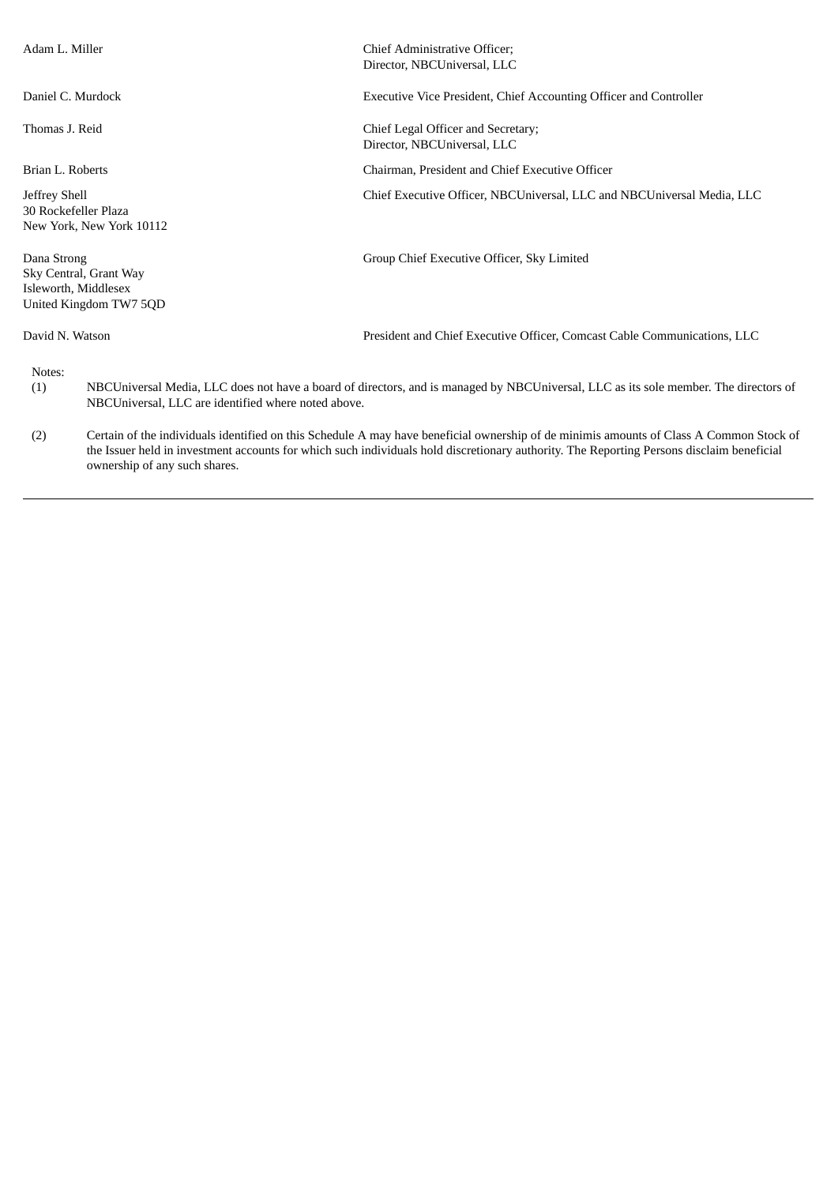| | |
|---|---|
| Adam L. Miller | Chief Administrative Officer;<br>Director, NBCUniversal, LLC |
| Daniel C. Murdock | Executive Vice President, Chief Accounting Officer and Controller |
| Thomas J. Reid | Chief Legal Officer and Secretary;<br>Director, NBCUniversal, LLC |
| Brian L. Roberts | Chairman, President and Chief Executive Officer |
| Jeffrey Shell<br>30 Rockefeller Plaza<br>New York, New York 10112 | Chief Executive Officer, NBCUniversal, LLC and NBCUniversal Media, LLC |
| Dana Strong<br>Sky Central, Grant Way<br>Isleworth, Middlesex<br>United Kingdom TW7 5QD | Group Chief Executive Officer, Sky Limited |
| David N. Watson | President and Chief Executive Officer, Comcast Cable Communications, LLC |

Notes:

(1) NBCUniversal Media, LLC does not have a board of directors, and is managed by NBCUniversal, LLC as its sole member. The directors of NBCUniversal, LLC are identified where noted above.

(2) Certain of the individuals identified on this Schedule A may have beneficial ownership of de minimis amounts of Class A Common Stock of the Issuer held in investment accounts for which such individuals hold discretionary authority. The Reporting Persons disclaim beneficial ownership of any such shares.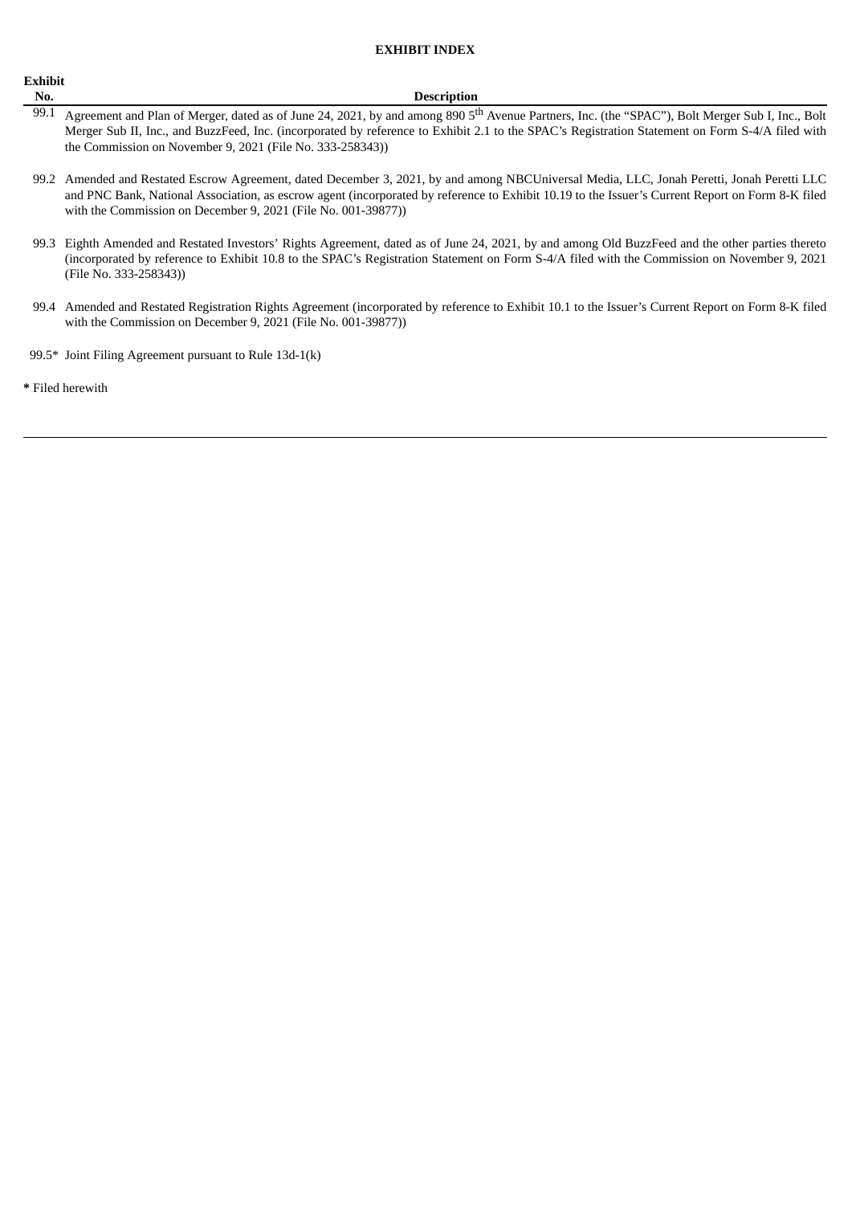**EXHIBIT INDEX**

| Exhibit No. | Description |
| --- | --- |
| 99.1 | Agreement and Plan of Merger, dated as of June 24, 2021, by and among 890 5th Avenue Partners, Inc. (the "SPAC"), Bolt Merger Sub I, Inc., Bolt Merger Sub II, Inc., and BuzzFeed, Inc. (incorporated by reference to Exhibit 2.1 to the SPAC's Registration Statement on Form S-4/A filed with the Commission on November 9, 2021 (File No. 333-258343)) |
| 99.2 | Amended and Restated Escrow Agreement, dated December 3, 2021, by and among NBCUniversal Media, LLC, Jonah Peretti, Jonah Peretti LLC and PNC Bank, National Association, as escrow agent (incorporated by reference to Exhibit 10.19 to the Issuer's Current Report on Form 8-K filed with the Commission on December 9, 2021 (File No. 001-39877)) |
| 99.3 | Eighth Amended and Restated Investors' Rights Agreement, dated as of June 24, 2021, by and among Old BuzzFeed and the other parties thereto (incorporated by reference to Exhibit 10.8 to the SPAC's Registration Statement on Form S-4/A filed with the Commission on November 9, 2021 (File No. 333-258343)) |
| 99.4 | Amended and Restated Registration Rights Agreement (incorporated by reference to Exhibit 10.1 to the Issuer's Current Report on Form 8-K filed with the Commission on December 9, 2021 (File No. 001-39877)) |
| 99.5* | Joint Filing Agreement pursuant to Rule 13d-1(k) |

**\*** Filed herewith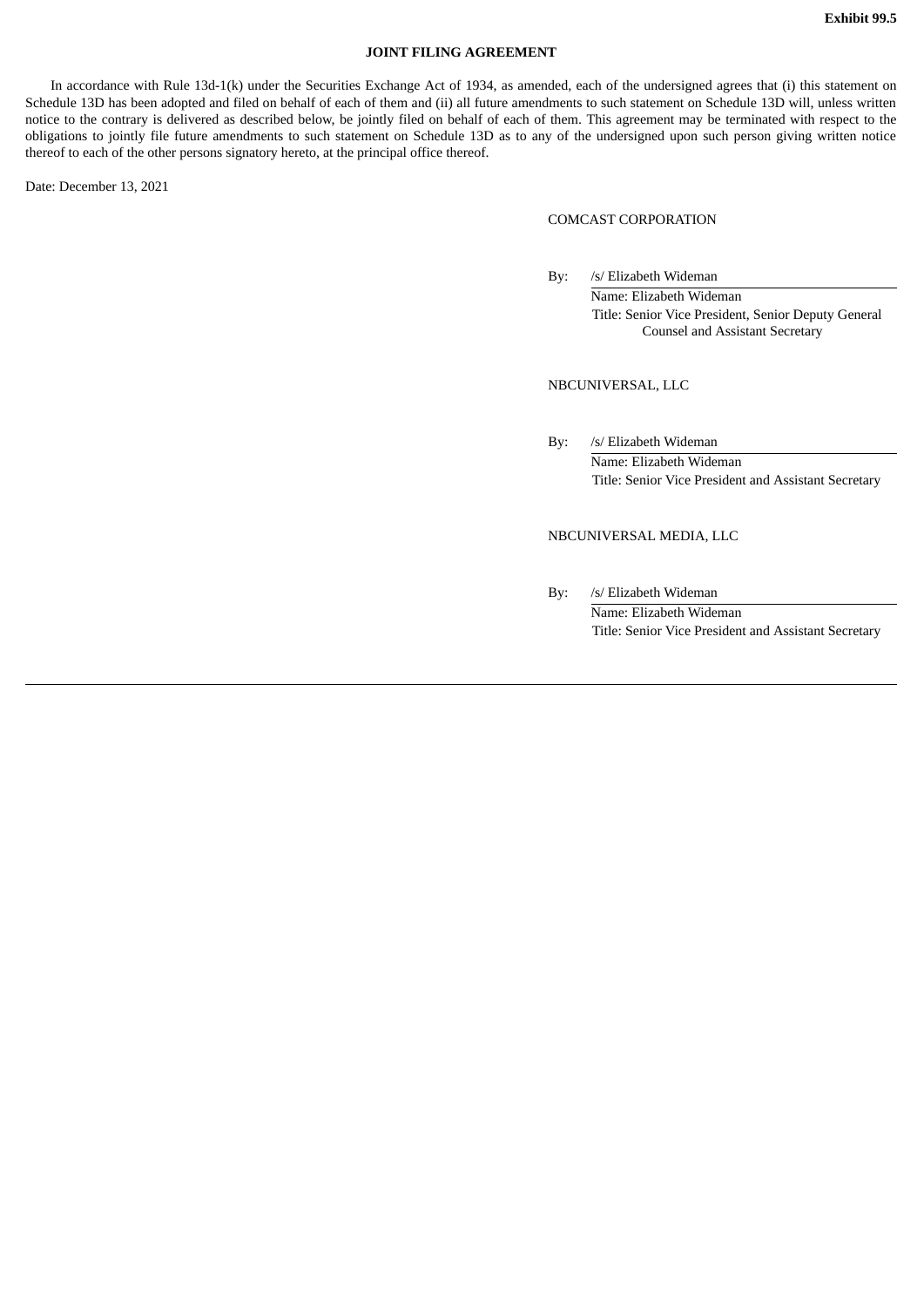**Exhibit 99.5**

**JOINT FILING AGREEMENT**

In accordance with Rule 13d-1(k) under the Securities Exchange Act of 1934, as amended, each of the undersigned agrees that (i) this statement on Schedule 13D has been adopted and filed on behalf of each of them and (ii) all future amendments to such statement on Schedule 13D will, unless written notice to the contrary is delivered as described below, be jointly filed on behalf of each of them. This agreement may be terminated with respect to the obligations to jointly file future amendments to such statement on Schedule 13D as to any of the undersigned upon such person giving written notice thereof to each of the other persons signatory hereto, at the principal office thereof.

Date: December 13, 2021

COMCAST CORPORATION

By: /s/ Elizabeth Wideman
Name: Elizabeth Wideman
Title: Senior Vice President, Senior Deputy General Counsel and Assistant Secretary

NBCUNIVERSAL, LLC

By: /s/ Elizabeth Wideman
Name: Elizabeth Wideman
Title: Senior Vice President and Assistant Secretary

NBCUNIVERSAL MEDIA, LLC

By: /s/ Elizabeth Wideman
Name: Elizabeth Wideman
Title: Senior Vice President and Assistant Secretary